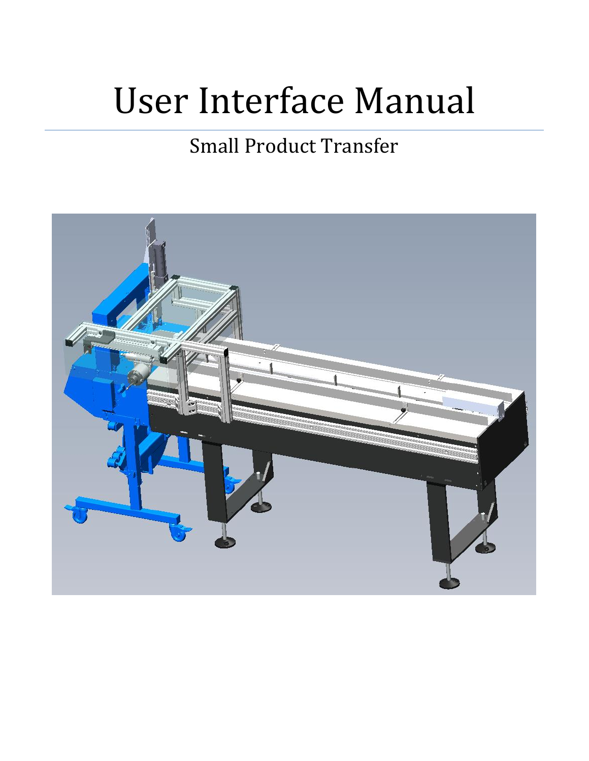# User Interface Manual

## Small Product Transfer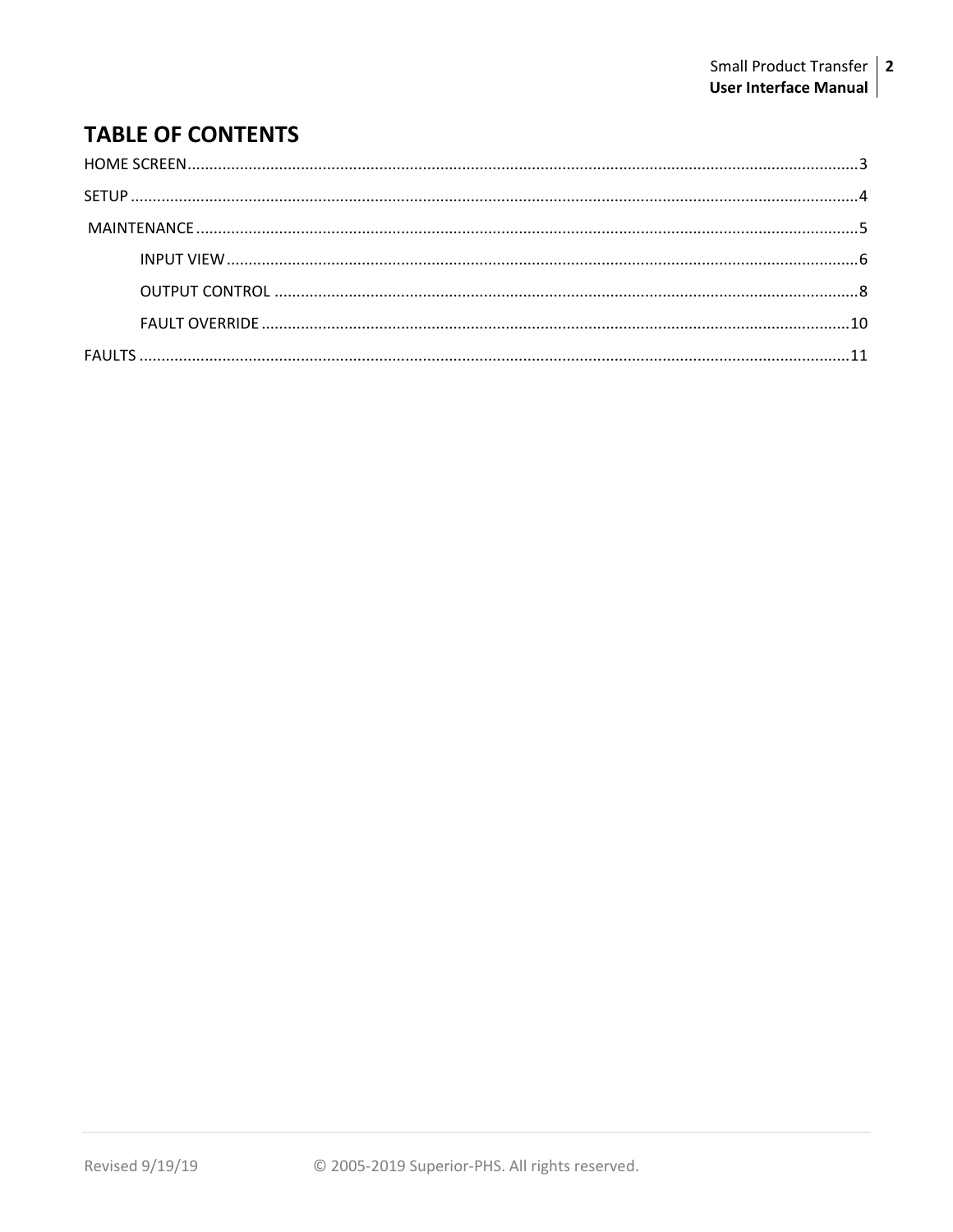# TABLE OF CONTENTS

HOME SCREEN......................................................................................................................................3

SETUP ..................................................................................................................................................4

MAINTENANCE ....................................................................................................................................5

- INPUT VIEW ...................................................................................................................................6
- OUTPUT CONTROL .......................................................................................................................8
- FAULT OVERRIDE ........................................................................................................................10

FAULTS ...............................................................................................................................................11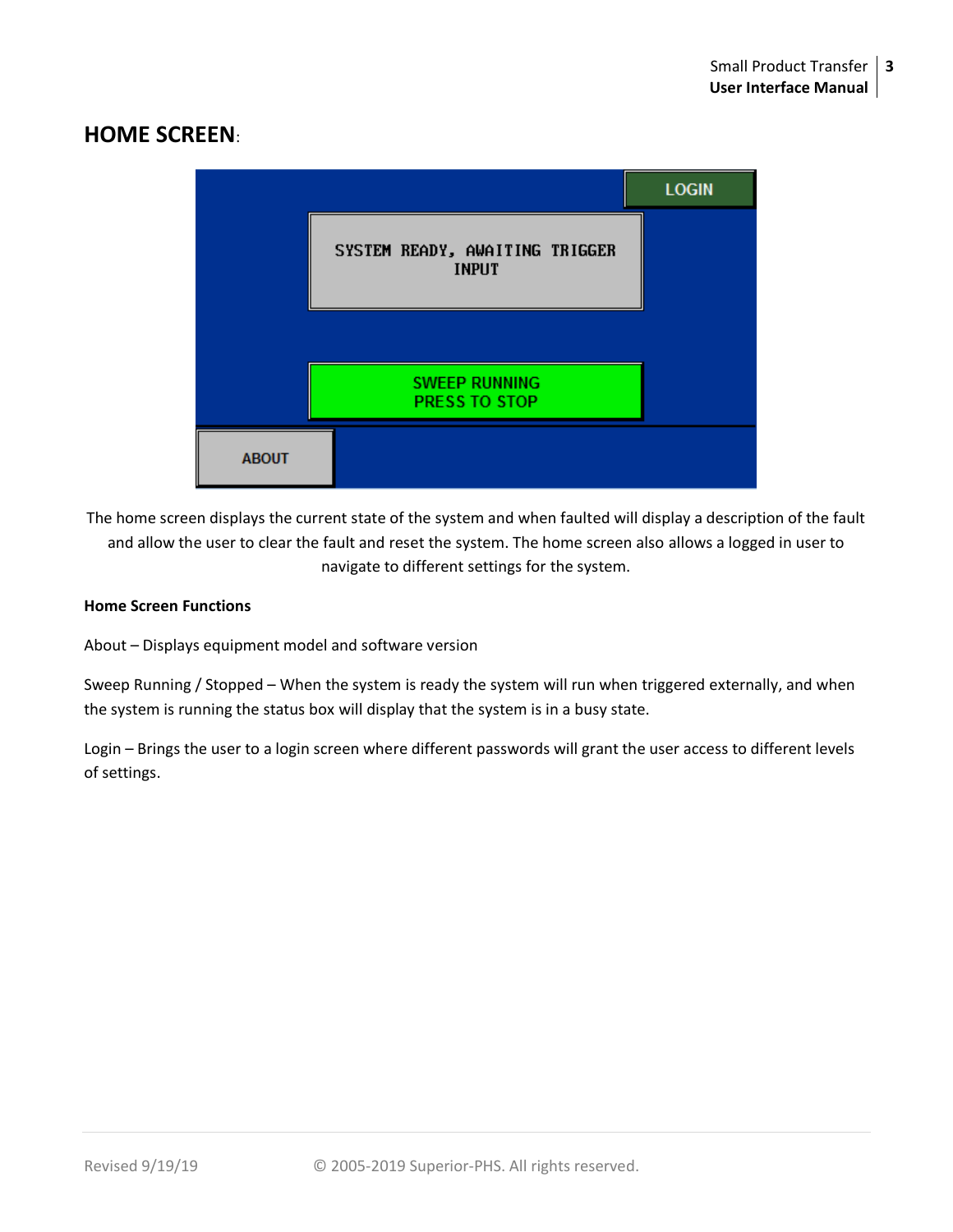## HOME SCREEN:

The home screen displays the current state of the system and when faulted will display a description of the fault and allow the user to clear the fault and reset the system. The home screen also allows a logged in user to navigate to different settings for the system.

**Home Screen Functions**

About – Displays equipment model and software version

Sweep Running / Stopped – When the system is ready the system will run when triggered externally, and when the system is running the status box will display that the system is in a busy state.

Login – Brings the user to a login screen where different passwords will grant the user access to different levels of settings.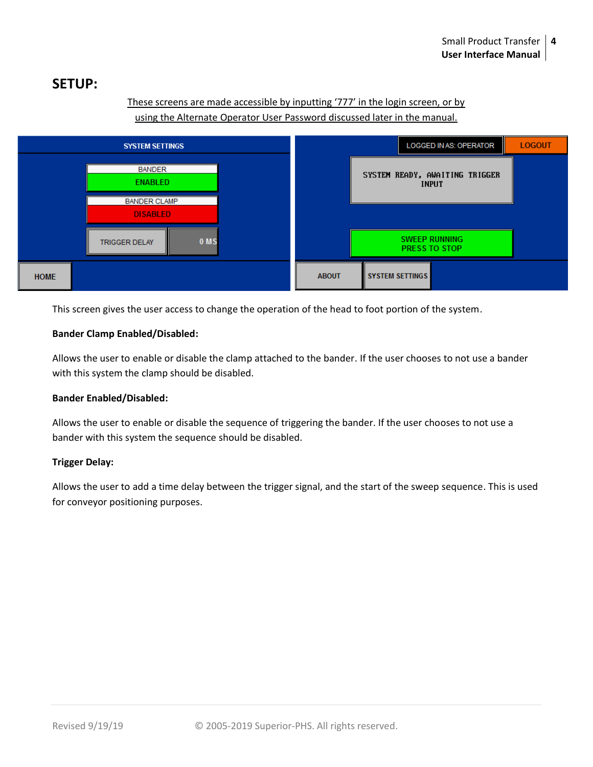## SETUP:

These screens are made accessible by inputting '777' in the login screen, or by using the Alternate Operator User Password discussed later in the manual.

This screen gives the user access to change the operation of the head to foot portion of the system.

**Bander Clamp Enabled/Disabled:**

Allows the user to enable or disable the clamp attached to the bander. If the user chooses to not use a bander with this system the clamp should be disabled.

**Bander Enabled/Disabled:**

Allows the user to enable or disable the sequence of triggering the bander. If the user chooses to not use a bander with this system the sequence should be disabled.

**Trigger Delay:**

Allows the user to add a time delay between the trigger signal, and the start of the sweep sequence. This is used for conveyor positioning purposes.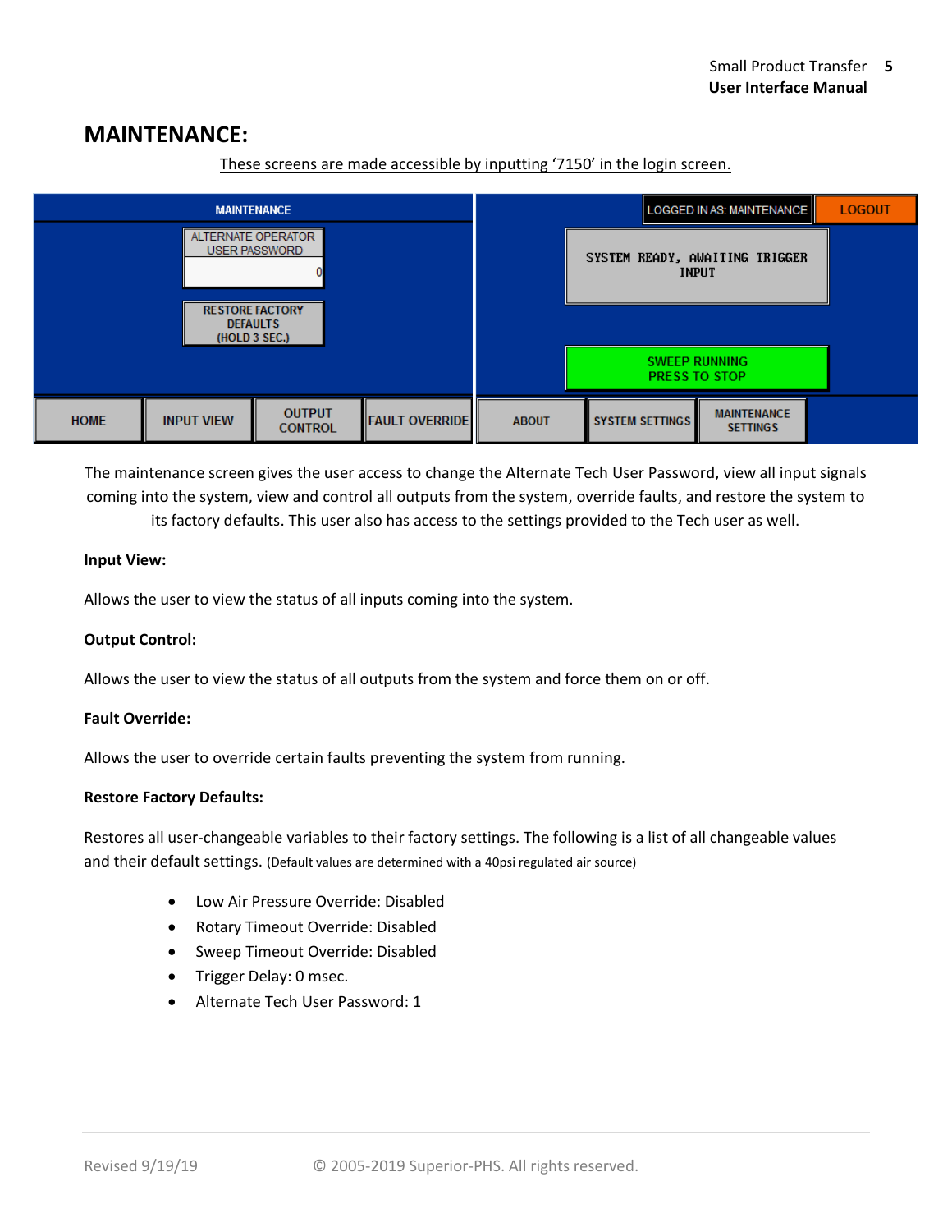# MAINTENANCE:

These screens are made accessible by inputting ‘7150’ in the login screen.

The maintenance screen gives the user access to change the Alternate Tech User Password, view all input signals coming into the system, view and control all outputs from the system, override faults, and restore the system to its factory defaults. This user also has access to the settings provided to the Tech user as well.

**Input View:**

Allows the user to view the status of all inputs coming into the system.

**Output Control:**

Allows the user to view the status of all outputs from the system and force them on or off.

**Fault Override:**

Allows the user to override certain faults preventing the system from running.

**Restore Factory Defaults:**

Restores all user-changeable variables to their factory settings. The following is a list of all changeable values and their default settings. (Default values are determined with a 40psi regulated air source)

- Low Air Pressure Override: Disabled
- Rotary Timeout Override: Disabled
- Sweep Timeout Override: Disabled
- Trigger Delay: 0 msec.
- Alternate Tech User Password: 1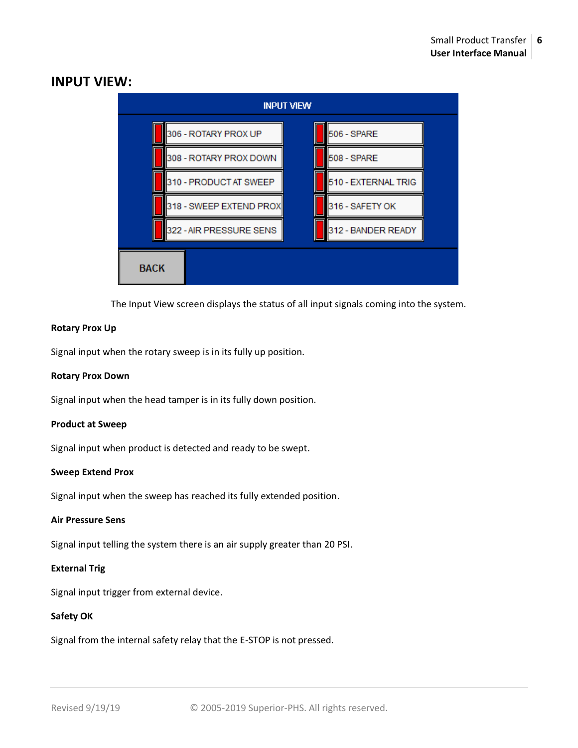## INPUT VIEW:

| INPUT VIEW | |
|---|---|
| 306 - ROTARY PROX UP | 506 - SPARE |
| 308 - ROTARY PROX DOWN | 508 - SPARE |
| 310 - PRODUCT AT SWEEP | 510 - EXTERNAL TRIG |
| 318 - SWEEP EXTEND PROX | 316 - SAFETY OK |
| 322 - AIR PRESSURE SENS | 312 - BANDER READY |
| BACK | |

The Input View screen displays the status of all input signals coming into the system.

**Rotary Prox Up**

Signal input when the rotary sweep is in its fully up position.

**Rotary Prox Down**

Signal input when the head tamper is in its fully down position.

**Product at Sweep**

Signal input when product is detected and ready to be swept.

**Sweep Extend Prox**

Signal input when the sweep has reached its fully extended position.

**Air Pressure Sens**

Signal input telling the system there is an air supply greater than 20 PSI.

**External Trig**

Signal input trigger from external device.

**Safety OK**

Signal from the internal safety relay that the E-STOP is not pressed.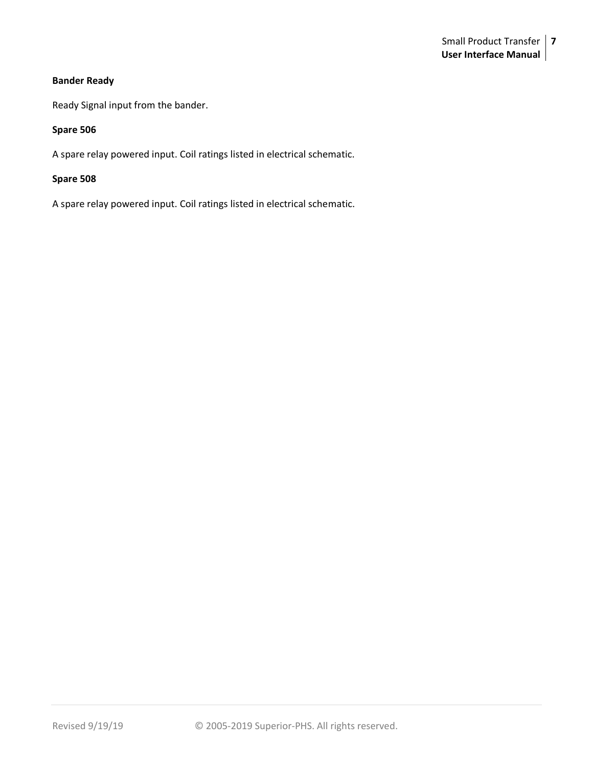**Bander Ready**

Ready Signal input from the bander.

**Spare 506**

A spare relay powered input. Coil ratings listed in electrical schematic.

**Spare 508**

A spare relay powered input. Coil ratings listed in electrical schematic.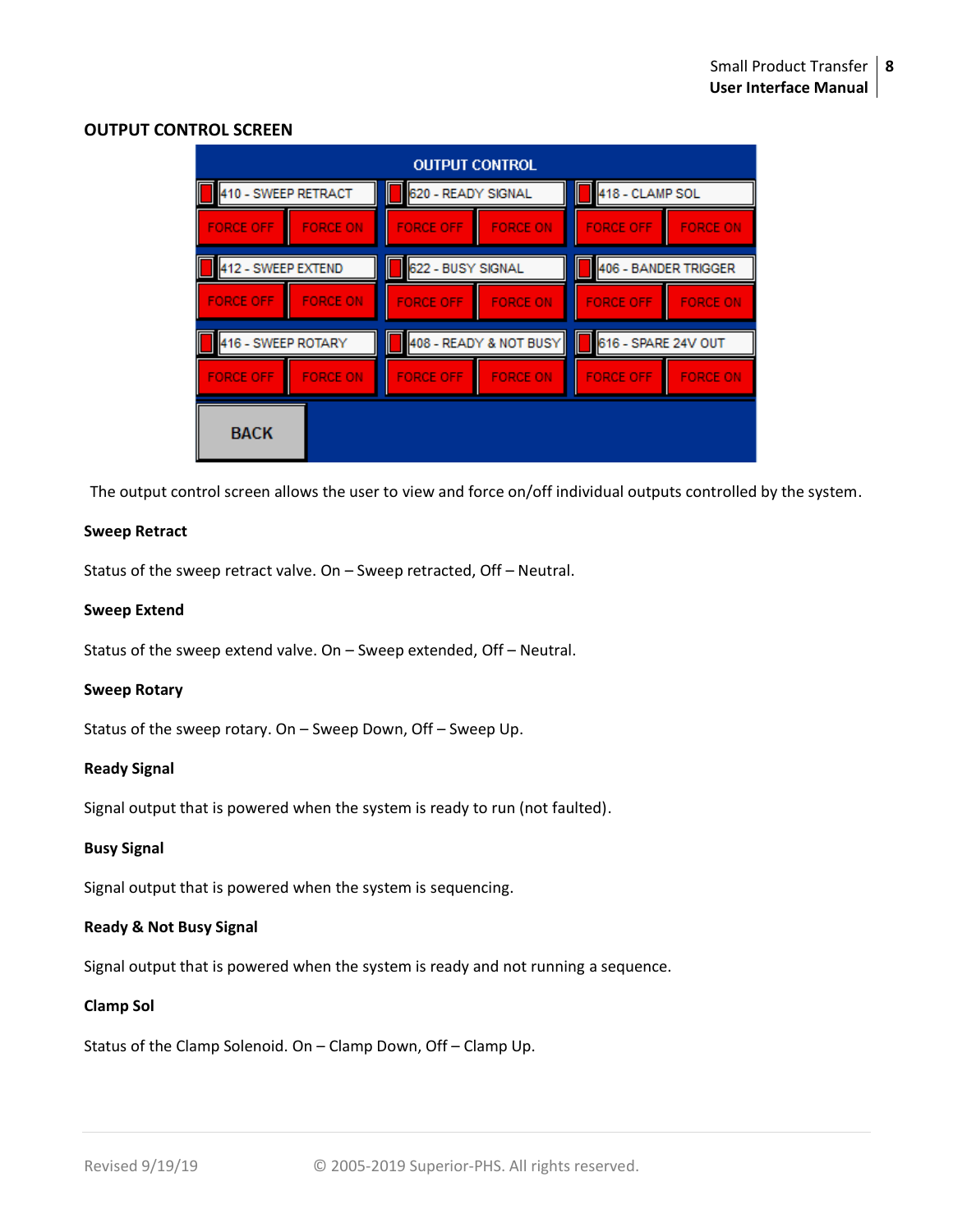## OUTPUT CONTROL SCREEN

| OUTPUT CONTROL | | |
|---|---|---|
| 410 - SWEEP RETRACT | 620 - READY SIGNAL | 418 - CLAMP SOL |
| FORCE OFF / FORCE ON | FORCE OFF / FORCE ON | FORCE OFF / FORCE ON |
| 412 - SWEEP EXTEND | 622 - BUSY SIGNAL | 406 - BANDER TRIGGER |
| FORCE OFF / FORCE ON | FORCE OFF / FORCE ON | FORCE OFF / FORCE ON |
| 416 - SWEEP ROTARY | 408 - READY & NOT BUSY | 616 - SPARE 24V OUT |
| FORCE OFF / FORCE ON | FORCE OFF / FORCE ON | FORCE OFF / FORCE ON |
| BACK | | |

The output control screen allows the user to view and force on/off individual outputs controlled by the system.

**Sweep Retract**

Status of the sweep retract valve. On – Sweep retracted, Off – Neutral.

**Sweep Extend**

Status of the sweep extend valve. On – Sweep extended, Off – Neutral.

**Sweep Rotary**

Status of the sweep rotary. On – Sweep Down, Off – Sweep Up.

**Ready Signal**

Signal output that is powered when the system is ready to run (not faulted).

**Busy Signal**

Signal output that is powered when the system is sequencing.

**Ready & Not Busy Signal**

Signal output that is powered when the system is ready and not running a sequence.

**Clamp Sol**

Status of the Clamp Solenoid. On – Clamp Down, Off – Clamp Up.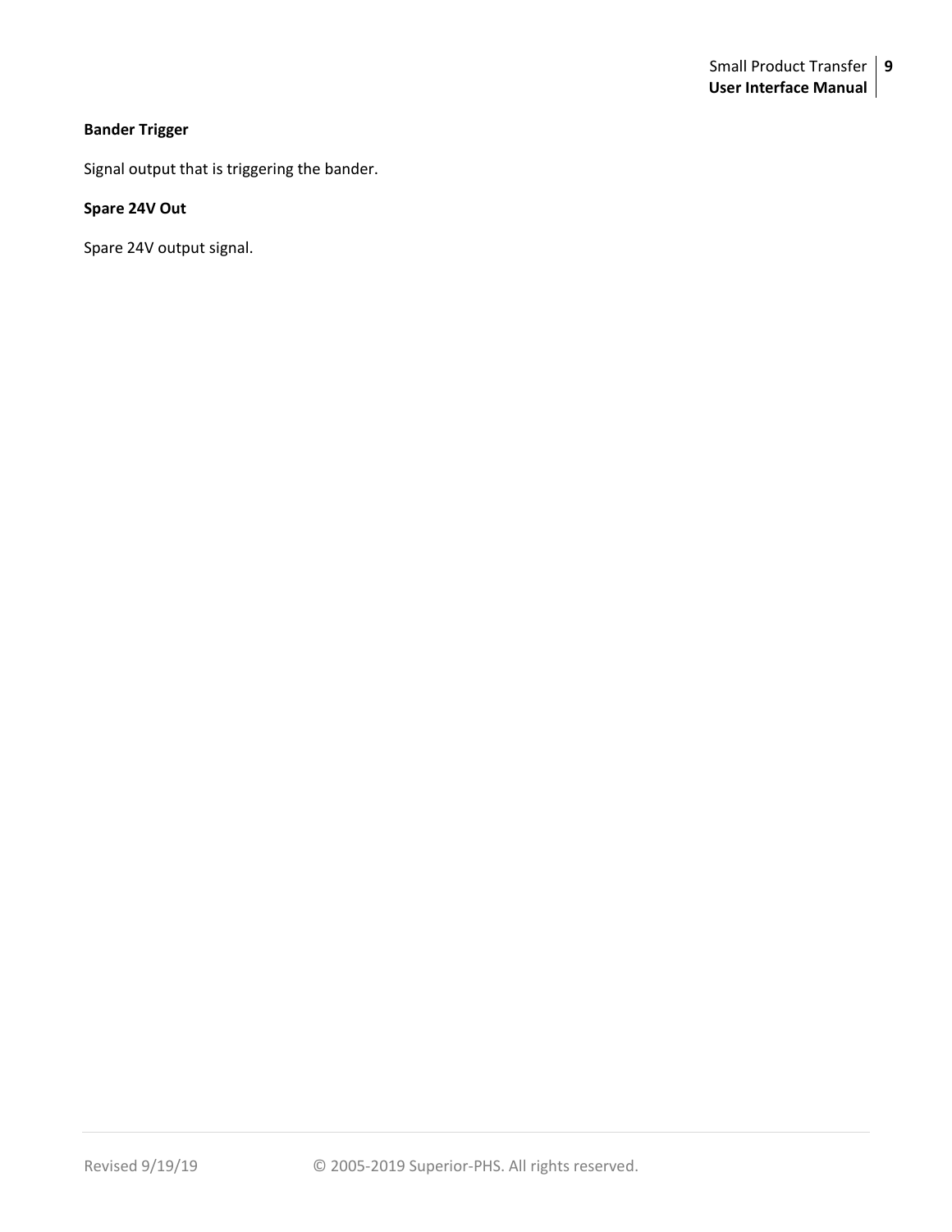**Bander Trigger**

Signal output that is triggering the bander.

**Spare 24V Out**

Spare 24V output signal.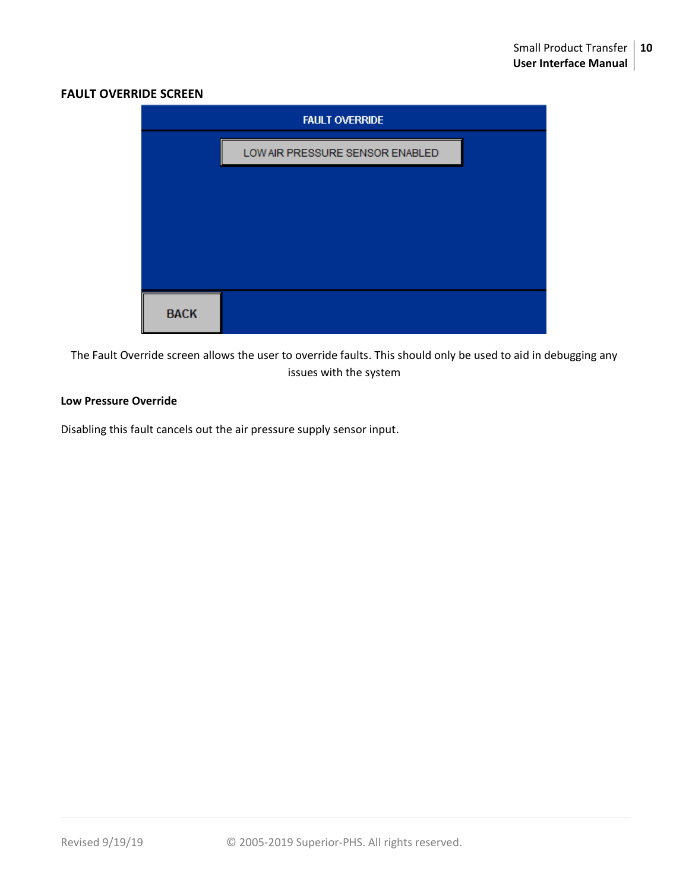## FAULT OVERRIDE SCREEN

FAULT OVERRIDE

LOW AIR PRESSURE SENSOR ENABLED

BACK

The Fault Override screen allows the user to override faults. This should only be used to aid in debugging any issues with the system

### Low Pressure Override

Disabling this fault cancels out the air pressure supply sensor input.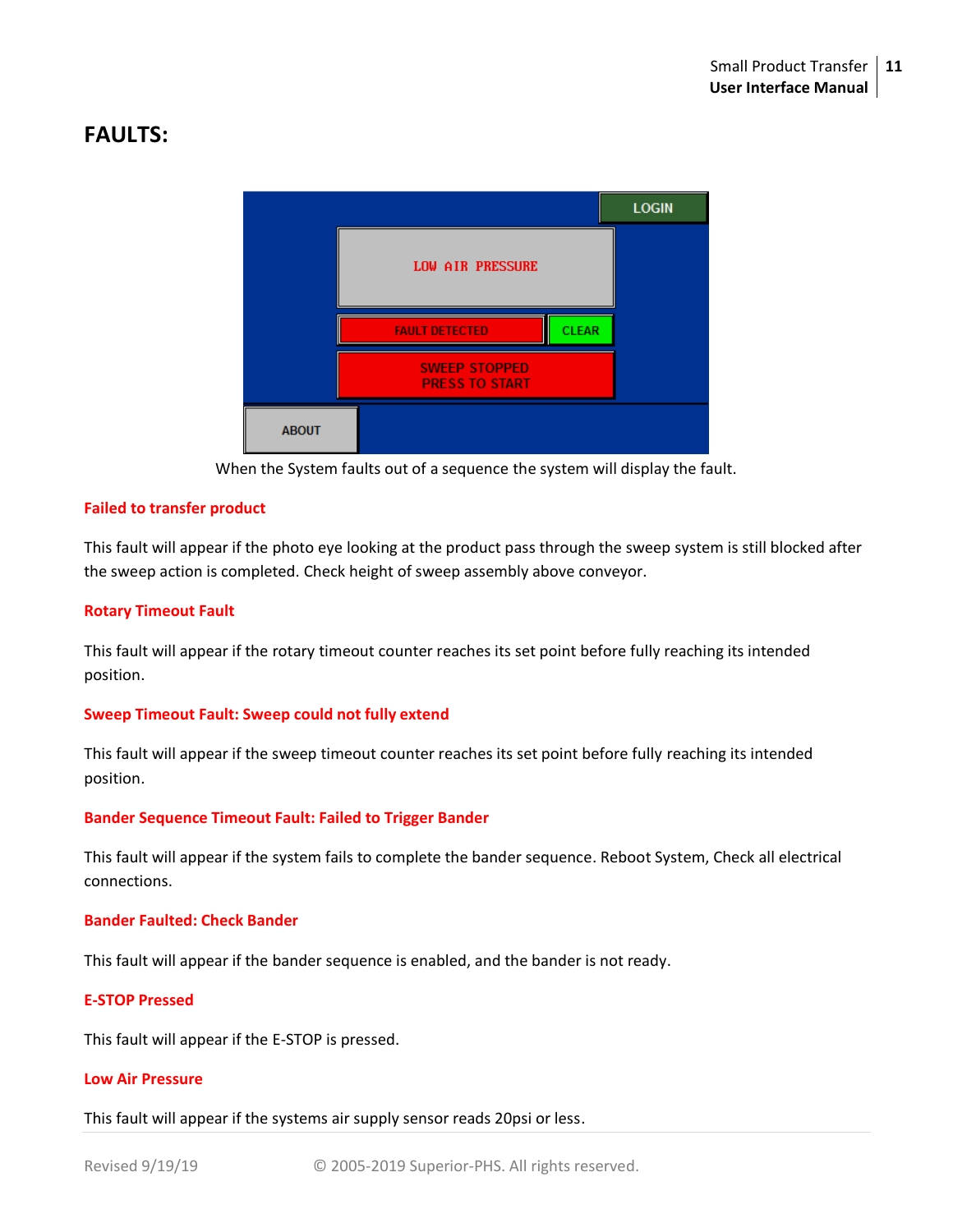# FAULTS:

When the System faults out of a sequence the system will display the fault.

**Failed to transfer product**

This fault will appear if the photo eye looking at the product pass through the sweep system is still blocked after the sweep action is completed. Check height of sweep assembly above conveyor.

**Rotary Timeout Fault**

This fault will appear if the rotary timeout counter reaches its set point before fully reaching its intended position.

**Sweep Timeout Fault: Sweep could not fully extend**

This fault will appear if the sweep timeout counter reaches its set point before fully reaching its intended position.

**Bander Sequence Timeout Fault: Failed to Trigger Bander**

This fault will appear if the system fails to complete the bander sequence. Reboot System, Check all electrical connections.

**Bander Faulted: Check Bander**

This fault will appear if the bander sequence is enabled, and the bander is not ready.

**E-STOP Pressed**

This fault will appear if the E-STOP is pressed.

**Low Air Pressure**

This fault will appear if the systems air supply sensor reads 20psi or less.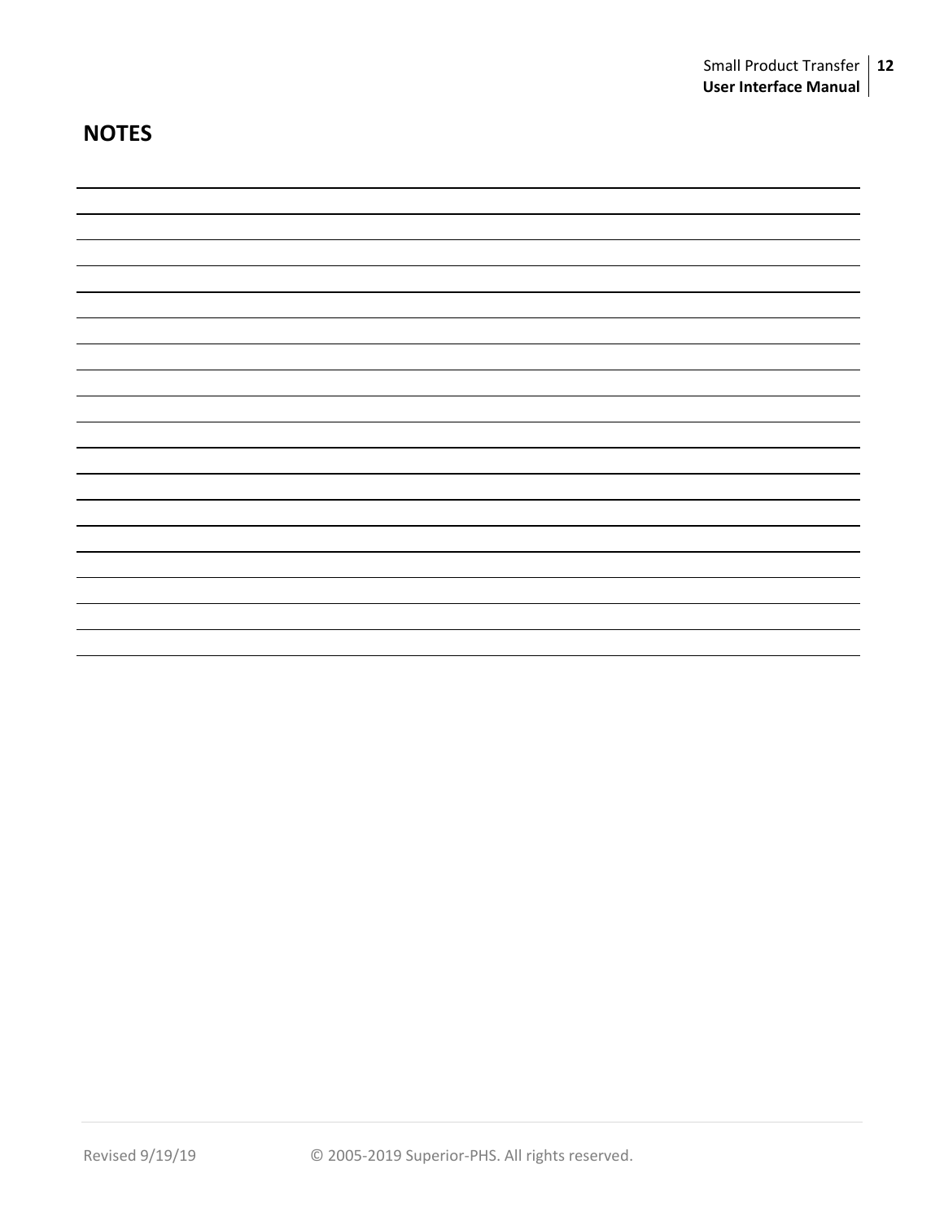## NOTES